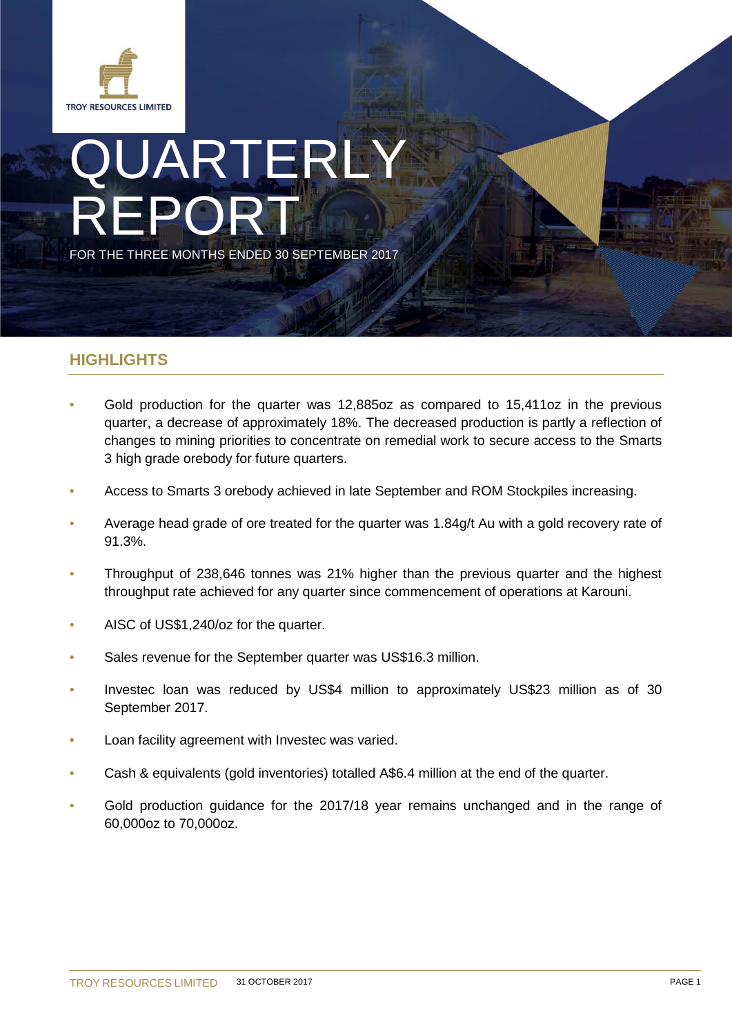TROY RESOURCES LIMITED

# QUARTERLY REPORT

FOR THE THREE MONTHS ENDED 30 SEPTEMBER 2017

## HIGHLIGHTS

- Gold production for the quarter was 12,885oz as compared to 15,411oz in the previous quarter, a decrease of approximately 18%. The decreased production is partly a reflection of changes to mining priorities to concentrate on remedial work to secure access to the Smarts 3 high grade orebody for future quarters.
- Access to Smarts 3 orebody achieved in late September and ROM Stockpiles increasing.
- Average head grade of ore treated for the quarter was 1.84g/t Au with a gold recovery rate of 91.3%.
- Throughput of 238,646 tonnes was 21% higher than the previous quarter and the highest throughput rate achieved for any quarter since commencement of operations at Karouni.
- AISC of US$1,240/oz for the quarter.
- Sales revenue for the September quarter was US$16.3 million.
- Investec loan was reduced by US$4 million to approximately US$23 million as of 30 September 2017.
- Loan facility agreement with Investec was varied.
- Cash & equivalents (gold inventories) totalled A$6.4 million at the end of the quarter.
- Gold production guidance for the 2017/18 year remains unchanged and in the range of 60,000oz to 70,000oz.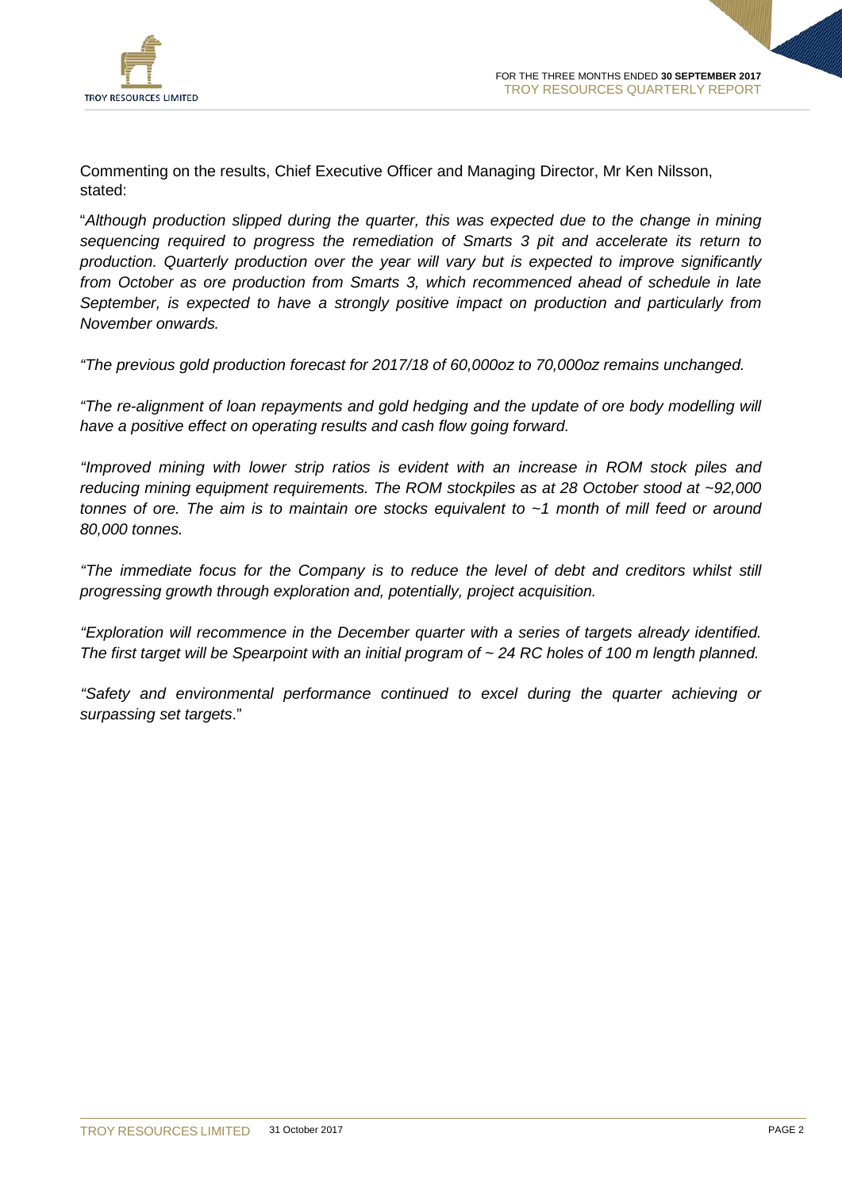Commenting on the results, Chief Executive Officer and Managing Director, Mr Ken Nilsson, stated:

"*Although production slipped during the quarter, this was expected due to the change in mining sequencing required to progress the remediation of Smarts 3 pit and accelerate its return to production. Quarterly production over the year will vary but is expected to improve significantly from October as ore production from Smarts 3, which recommenced ahead of schedule in late September, is expected to have a strongly positive impact on production and particularly from November onwards.*

*"The previous gold production forecast for 2017/18 of 60,000oz to 70,000oz remains unchanged.*

*"The re-alignment of loan repayments and gold hedging and the update of ore body modelling will have a positive effect on operating results and cash flow going forward.*

*"Improved mining with lower strip ratios is evident with an increase in ROM stock piles and reducing mining equipment requirements. The ROM stockpiles as at 28 October stood at ~92,000 tonnes of ore. The aim is to maintain ore stocks equivalent to ~1 month of mill feed or around 80,000 tonnes.*

*"The immediate focus for the Company is to reduce the level of debt and creditors whilst still progressing growth through exploration and, potentially, project acquisition.*

*"Exploration will recommence in the December quarter with a series of targets already identified. The first target will be Spearpoint with an initial program of ~ 24 RC holes of 100 m length planned.*

*"Safety and environmental performance continued to excel during the quarter achieving or surpassing set targets*."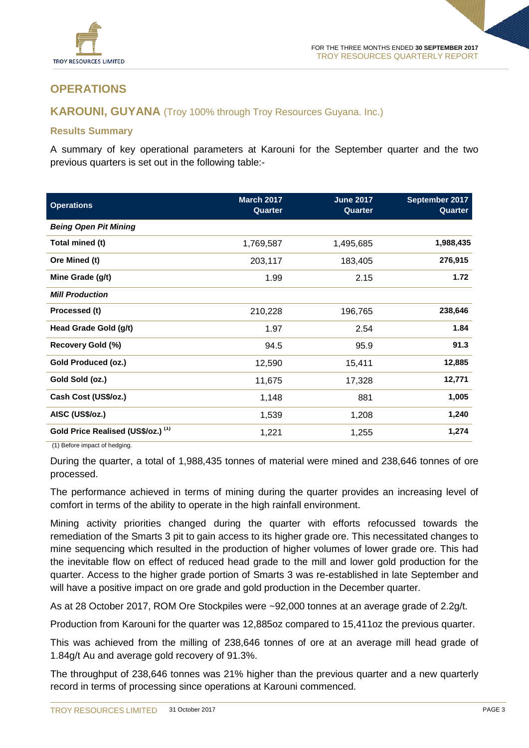## OPERATIONS

### KAROUNI, GUYANA (Troy 100% through Troy Resources Guyana. Inc.)

#### Results Summary

A summary of key operational parameters at Karouni for the September quarter and the two previous quarters is set out in the following table:-

| Operations | March 2017 Quarter | June 2017 Quarter | September 2017 Quarter |
|---|---|---|---|
| ***Being Open Pit Mining*** | | | |
| **Total mined (t)** | 1,769,587 | 1,495,685 | **1,988,435** |
| **Ore Mined (t)** | 203,117 | 183,405 | **276,915** |
| **Mine Grade (g/t)** | 1.99 | 2.15 | **1.72** |
| ***Mill Production*** | | | |
| **Processed (t)** | 210,228 | 196,765 | **238,646** |
| **Head Grade Gold (g/t)** | 1.97 | 2.54 | **1.84** |
| **Recovery Gold (%)** | 94.5 | 95.9 | **91.3** |
| **Gold Produced (oz.)** | 12,590 | 15,411 | **12,885** |
| **Gold Sold (oz.)** | 11,675 | 17,328 | **12,771** |
| **Cash Cost (US$/oz.)** | 1,148 | 881 | **1,005** |
| **AISC (US$/oz.)** | 1,539 | 1,208 | **1,240** |
| **Gold Price Realised (US$/oz.) (1)** | 1,221 | 1,255 | **1,274** |

(1) Before impact of hedging.

During the quarter, a total of 1,988,435 tonnes of material were mined and 238,646 tonnes of ore processed.

The performance achieved in terms of mining during the quarter provides an increasing level of comfort in terms of the ability to operate in the high rainfall environment.

Mining activity priorities changed during the quarter with efforts refocussed towards the remediation of the Smarts 3 pit to gain access to its higher grade ore. This necessitated changes to mine sequencing which resulted in the production of higher volumes of lower grade ore. This had the inevitable flow on effect of reduced head grade to the mill and lower gold production for the quarter. Access to the higher grade portion of Smarts 3 was re-established in late September and will have a positive impact on ore grade and gold production in the December quarter.

As at 28 October 2017, ROM Ore Stockpiles were ~92,000 tonnes at an average grade of 2.2g/t.

Production from Karouni for the quarter was 12,885oz compared to 15,411oz the previous quarter.

This was achieved from the milling of 238,646 tonnes of ore at an average mill head grade of 1.84g/t Au and average gold recovery of 91.3%.

The throughput of 238,646 tonnes was 21% higher than the previous quarter and a new quarterly record in terms of processing since operations at Karouni commenced.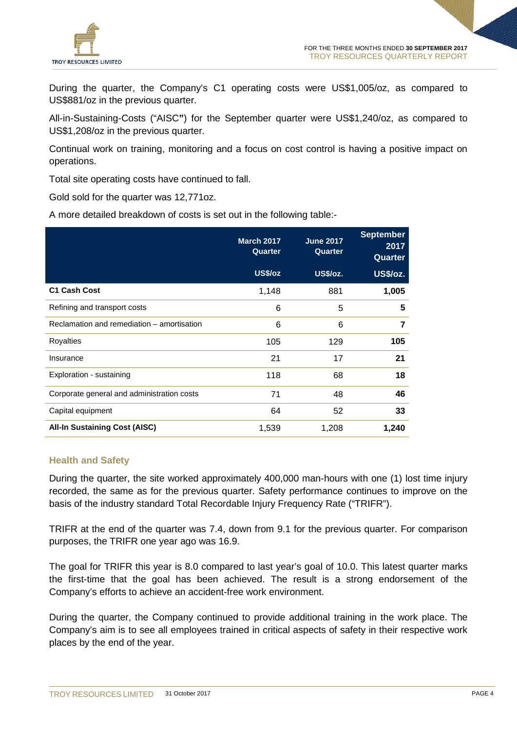During the quarter, the Company's C1 operating costs were US$1,005/oz, as compared to US$881/oz in the previous quarter.

All-in-Sustaining-Costs ("AISC**"**) for the September quarter were US$1,240/oz, as compared to US$1,208/oz in the previous quarter.

Continual work on training, monitoring and a focus on cost control is having a positive impact on operations.

Total site operating costs have continued to fall.

Gold sold for the quarter was 12,771oz.

A more detailed breakdown of costs is set out in the following table:-

| | March 2017 Quarter | June 2017 Quarter | September 2017 Quarter |
|---|---|---|---|
| | US$/oz | US$/oz. | US$/oz. |
| **C1 Cash Cost** | 1,148 | 881 | **1,005** |
| Refining and transport costs | 6 | 5 | **5** |
| Reclamation and remediation – amortisation | 6 | 6 | **7** |
| Royalties | 105 | 129 | **105** |
| Insurance | 21 | 17 | **21** |
| Exploration - sustaining | 118 | 68 | **18** |
| Corporate general and administration costs | 71 | 48 | **46** |
| Capital equipment | 64 | 52 | **33** |
| **All-In Sustaining Cost (AISC)** | 1,539 | 1,208 | **1,240** |

### Health and Safety

During the quarter, the site worked approximately 400,000 man-hours with one (1) lost time injury recorded, the same as for the previous quarter. Safety performance continues to improve on the basis of the industry standard Total Recordable Injury Frequency Rate ("TRIFR").

TRIFR at the end of the quarter was 7.4, down from 9.1 for the previous quarter. For comparison purposes, the TRIFR one year ago was 16.9.

The goal for TRIFR this year is 8.0 compared to last year's goal of 10.0. This latest quarter marks the first-time that the goal has been achieved. The result is a strong endorsement of the Company's efforts to achieve an accident-free work environment.

During the quarter, the Company continued to provide additional training in the work place. The Company's aim is to see all employees trained in critical aspects of safety in their respective work places by the end of the year.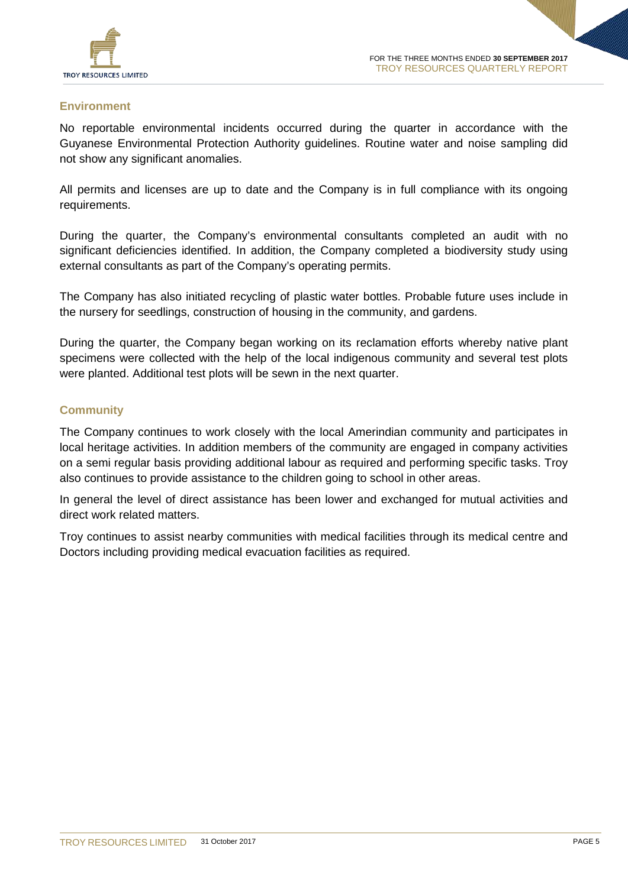## Environment

No reportable environmental incidents occurred during the quarter in accordance with the Guyanese Environmental Protection Authority guidelines. Routine water and noise sampling did not show any significant anomalies.

All permits and licenses are up to date and the Company is in full compliance with its ongoing requirements.

During the quarter, the Company's environmental consultants completed an audit with no significant deficiencies identified. In addition, the Company completed a biodiversity study using external consultants as part of the Company's operating permits.

The Company has also initiated recycling of plastic water bottles. Probable future uses include in the nursery for seedlings, construction of housing in the community, and gardens.

During the quarter, the Company began working on its reclamation efforts whereby native plant specimens were collected with the help of the local indigenous community and several test plots were planted. Additional test plots will be sewn in the next quarter.

## Community

The Company continues to work closely with the local Amerindian community and participates in local heritage activities. In addition members of the community are engaged in company activities on a semi regular basis providing additional labour as required and performing specific tasks. Troy also continues to provide assistance to the children going to school in other areas.

In general the level of direct assistance has been lower and exchanged for mutual activities and direct work related matters.

Troy continues to assist nearby communities with medical facilities through its medical centre and Doctors including providing medical evacuation facilities as required.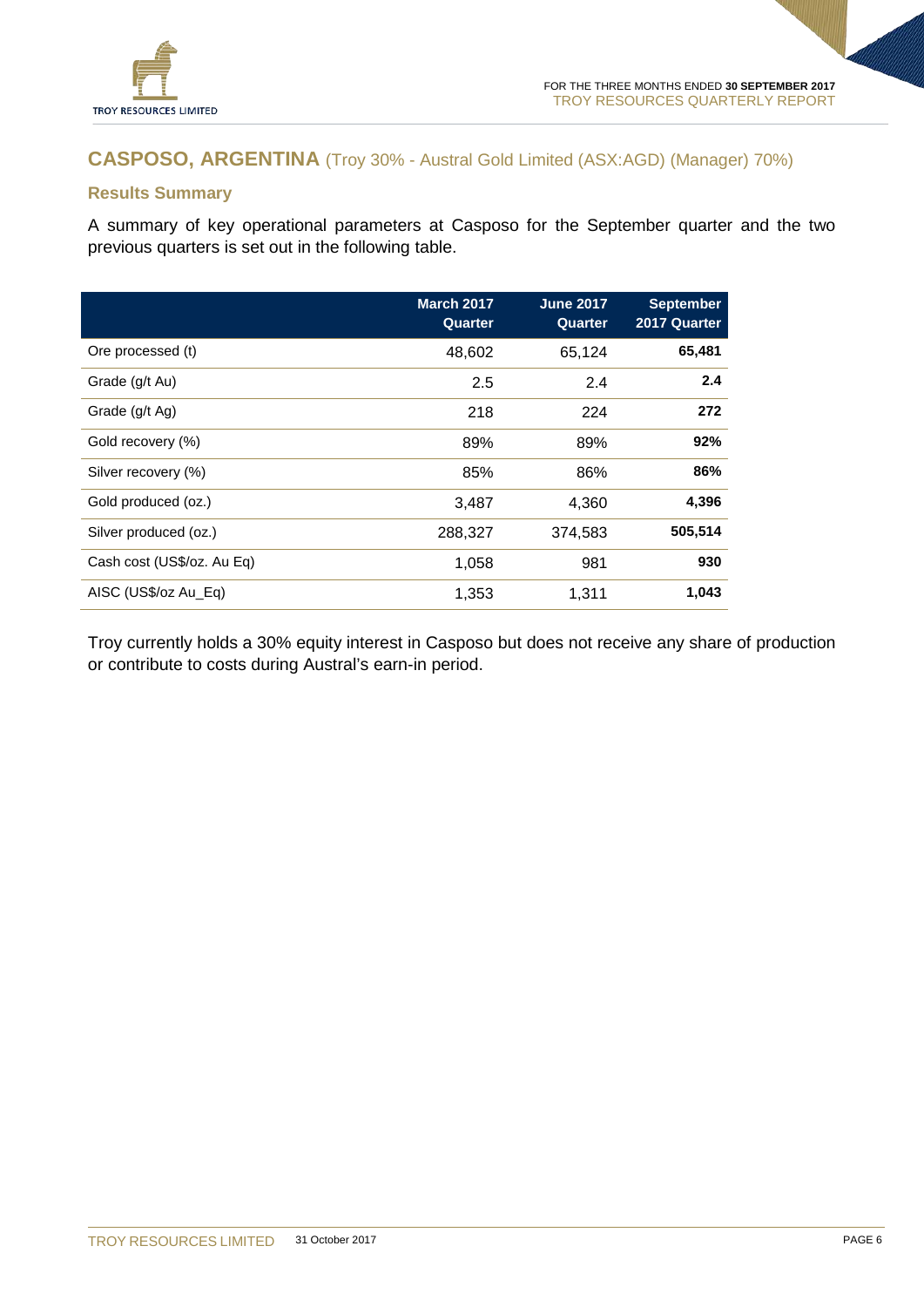## CASPOSO, ARGENTINA (Troy 30% - Austral Gold Limited (ASX:AGD) (Manager) 70%)

### Results Summary

A summary of key operational parameters at Casposo for the September quarter and the two previous quarters is set out in the following table.

| | March 2017 Quarter | June 2017 Quarter | September 2017 Quarter |
|---|---|---|---|
| Ore processed (t) | 48,602 | 65,124 | **65,481** |
| Grade (g/t Au) | 2.5 | 2.4 | **2.4** |
| Grade (g/t Ag) | 218 | 224 | **272** |
| Gold recovery (%) | 89% | 89% | **92%** |
| Silver recovery (%) | 85% | 86% | **86%** |
| Gold produced (oz.) | 3,487 | 4,360 | **4,396** |
| Silver produced (oz.) | 288,327 | 374,583 | **505,514** |
| Cash cost (US$/oz. Au Eq) | 1,058 | 981 | **930** |
| AISC (US$/oz Au_Eq) | 1,353 | 1,311 | **1,043** |

Troy currently holds a 30% equity interest in Casposo but does not receive any share of production or contribute to costs during Austral's earn-in period.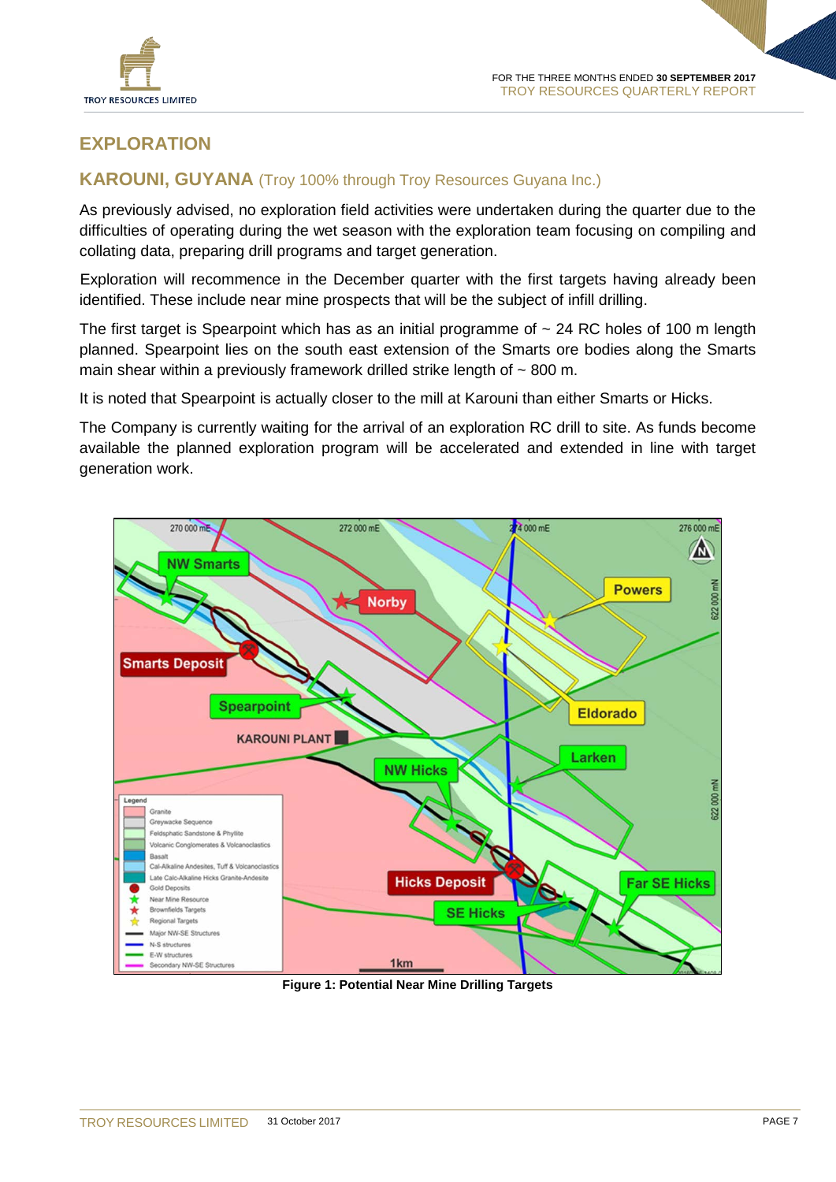# EXPLORATION

## KAROUNI, GUYANA (Troy 100% through Troy Resources Guyana Inc.)

As previously advised, no exploration field activities were undertaken during the quarter due to the difficulties of operating during the wet season with the exploration team focusing on compiling and collating data, preparing drill programs and target generation.

Exploration will recommence in the December quarter with the first targets having already been identified. These include near mine prospects that will be the subject of infill drilling.

The first target is Spearpoint which has as an initial programme of ~ 24 RC holes of 100 m length planned. Spearpoint lies on the south east extension of the Smarts ore bodies along the Smarts main shear within a previously framework drilled strike length of ~ 800 m.

It is noted that Spearpoint is actually closer to the mill at Karouni than either Smarts or Hicks.

The Company is currently waiting for the arrival of an exploration RC drill to site. As funds become available the planned exploration program will be accelerated and extended in line with target generation work.

**Figure 1: Potential Near Mine Drilling Targets**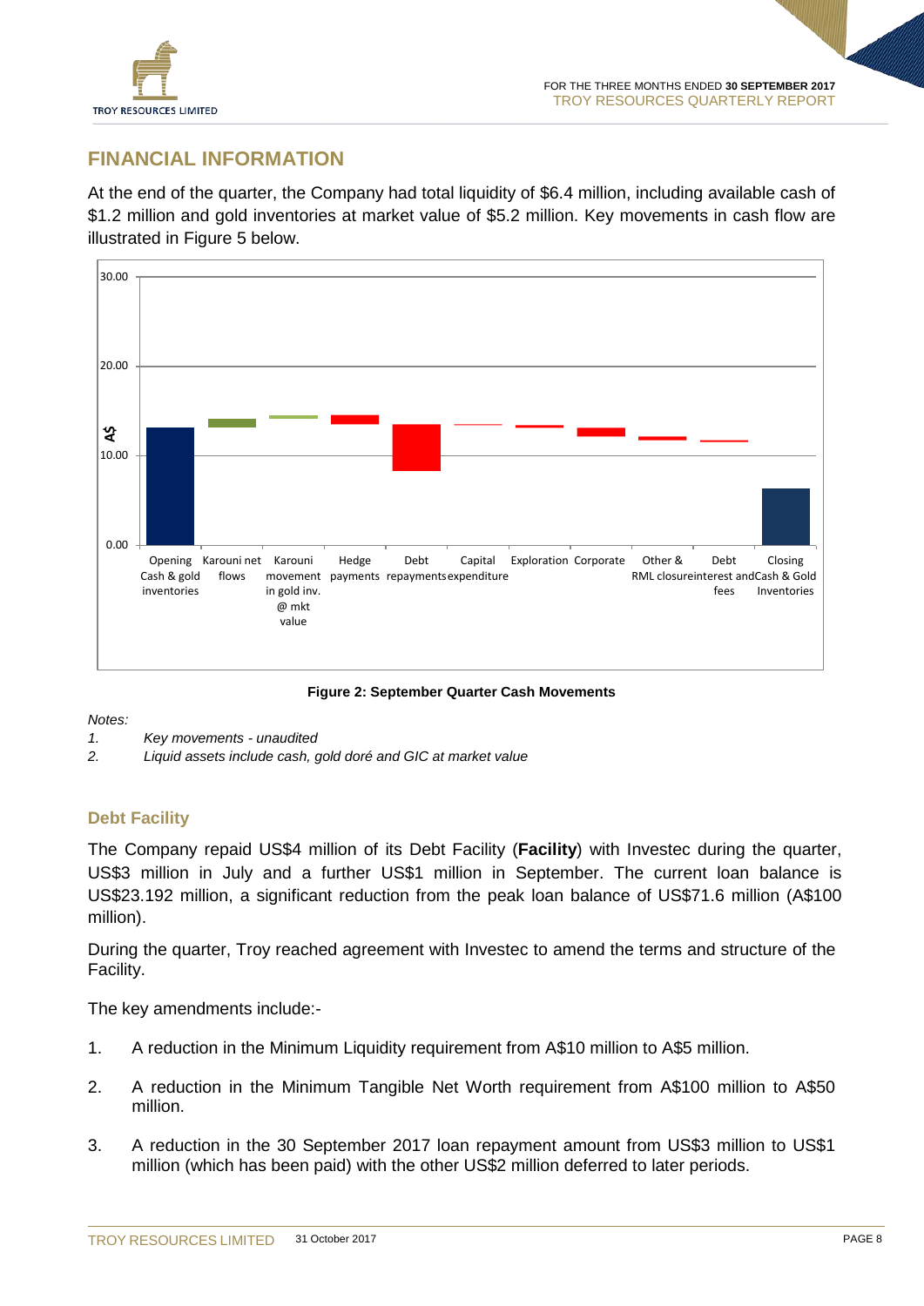## FINANCIAL INFORMATION

At the end of the quarter, the Company had total liquidity of $6.4 million, including available cash of $1.2 million and gold inventories at market value of $5.2 million. Key movements in cash flow are illustrated in Figure 5 below.

Figure 2: September Quarter Cash Movements

*Notes:*

1. *Key movements - unaudited*
2. *Liquid assets include cash, gold doré and GIC at market value*

### Debt Facility

The Company repaid US$4 million of its Debt Facility (**Facility**) with Investec during the quarter, US$3 million in July and a further US$1 million in September. The current loan balance is US$23.192 million, a significant reduction from the peak loan balance of US$71.6 million (A$100 million).

During the quarter, Troy reached agreement with Investec to amend the terms and structure of the Facility.

The key amendments include:-

1. A reduction in the Minimum Liquidity requirement from A$10 million to A$5 million.
2. A reduction in the Minimum Tangible Net Worth requirement from A$100 million to A$50 million.
3. A reduction in the 30 September 2017 loan repayment amount from US$3 million to US$1 million (which has been paid) with the other US$2 million deferred to later periods.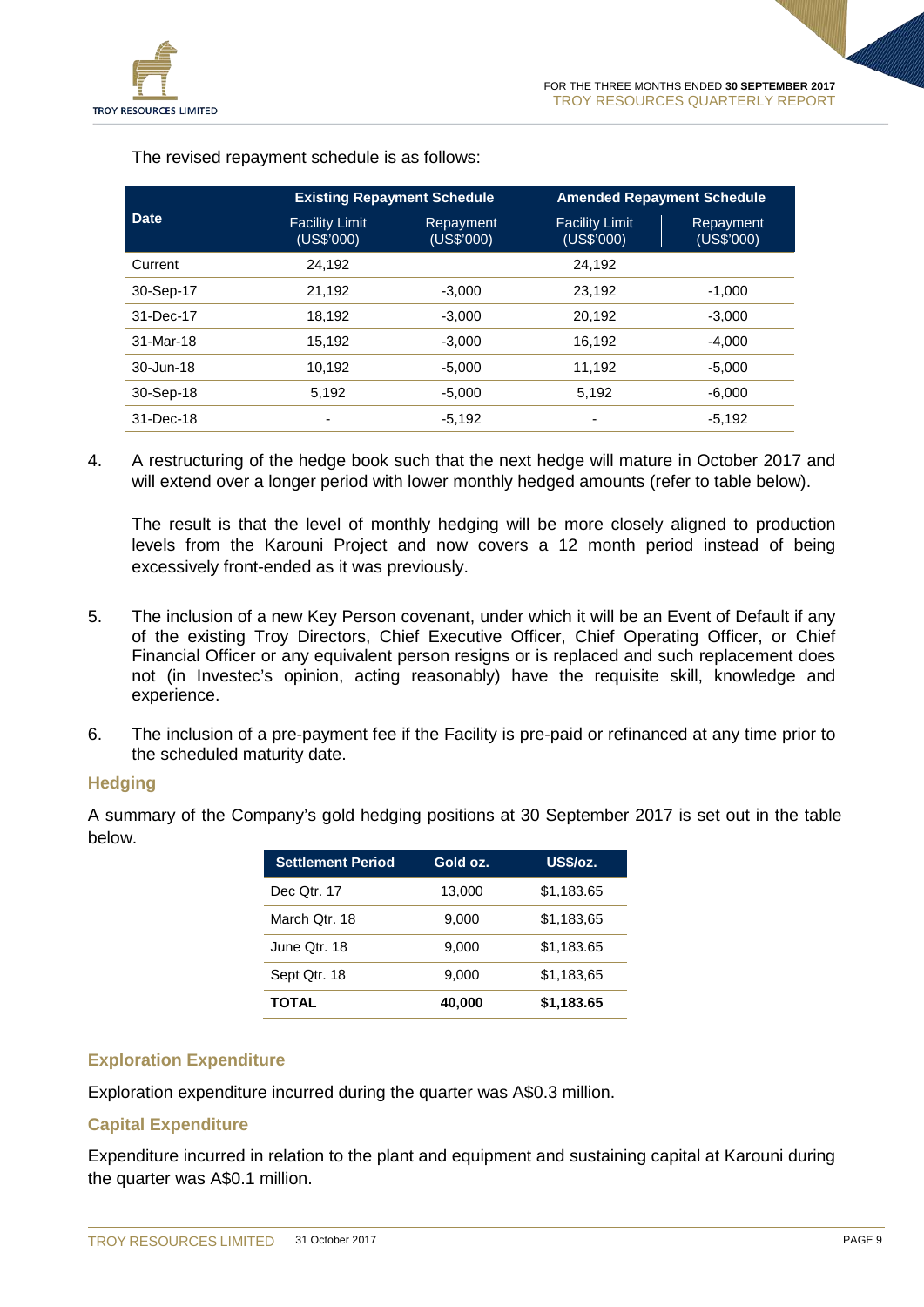The revised repayment schedule is as follows:

| Date | Existing Repayment Schedule | | Amended Repayment Schedule | |
|---|---|---|---|---|
| | Facility Limit (US$'000) | Repayment (US$'000) | Facility Limit (US$'000) | Repayment (US$'000) |
| Current | 24,192 | | 24,192 | |
| 30-Sep-17 | 21,192 | -3,000 | 23,192 | -1,000 |
| 31-Dec-17 | 18,192 | -3,000 | 20,192 | -3,000 |
| 31-Mar-18 | 15,192 | -3,000 | 16,192 | -4,000 |
| 30-Jun-18 | 10,192 | -5,000 | 11,192 | -5,000 |
| 30-Sep-18 | 5,192 | -5,000 | 5,192 | -6,000 |
| 31-Dec-18 | - | -5,192 | - | -5,192 |

4. A restructuring of the hedge book such that the next hedge will mature in October 2017 and will extend over a longer period with lower monthly hedged amounts (refer to table below).

   The result is that the level of monthly hedging will be more closely aligned to production levels from the Karouni Project and now covers a 12 month period instead of being excessively front-ended as it was previously.

5. The inclusion of a new Key Person covenant, under which it will be an Event of Default if any of the existing Troy Directors, Chief Executive Officer, Chief Operating Officer, or Chief Financial Officer or any equivalent person resigns or is replaced and such replacement does not (in Investec's opinion, acting reasonably) have the requisite skill, knowledge and experience.

6. The inclusion of a pre-payment fee if the Facility is pre-paid or refinanced at any time prior to the scheduled maturity date.

## Hedging

A summary of the Company's gold hedging positions at 30 September 2017 is set out in the table below.

| Settlement Period | Gold oz. | US$/oz. |
|---|---|---|
| Dec Qtr. 17 | 13,000 | $1,183.65 |
| March Qtr. 18 | 9,000 | $1,183,65 |
| June Qtr. 18 | 9,000 | $1,183.65 |
| Sept Qtr. 18 | 9,000 | $1,183,65 |
| **TOTAL** | **40,000** | **$1,183.65** |

## Exploration Expenditure

Exploration expenditure incurred during the quarter was A$0.3 million.

## Capital Expenditure

Expenditure incurred in relation to the plant and equipment and sustaining capital at Karouni during the quarter was A$0.1 million.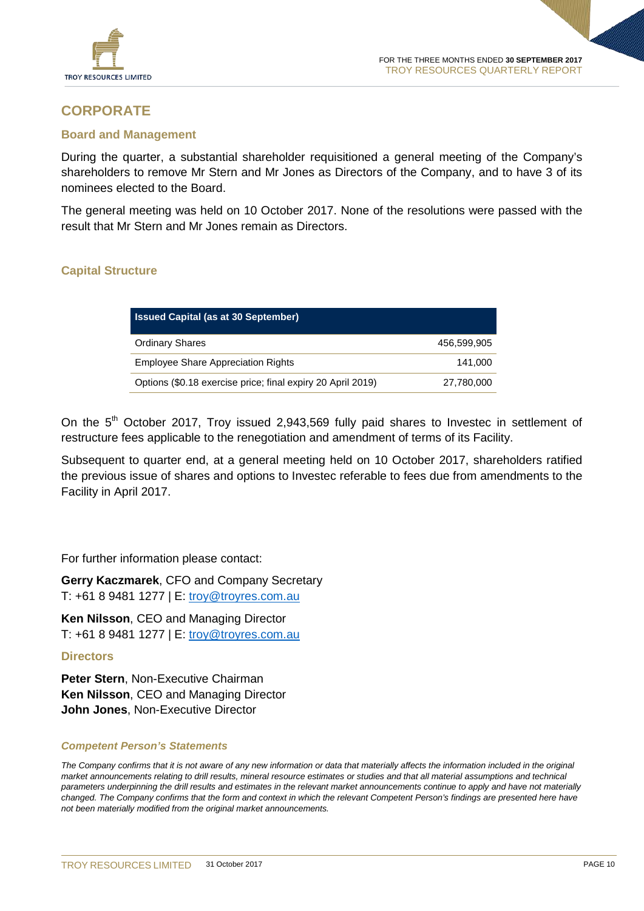# CORPORATE

## Board and Management

During the quarter, a substantial shareholder requisitioned a general meeting of the Company's shareholders to remove Mr Stern and Mr Jones as Directors of the Company, and to have 3 of its nominees elected to the Board.

The general meeting was held on 10 October 2017. None of the resolutions were passed with the result that Mr Stern and Mr Jones remain as Directors.

## Capital Structure

| Issued Capital (as at 30 September) | |
|---|---|
| Ordinary Shares | 456,599,905 |
| Employee Share Appreciation Rights | 141,000 |
| Options ($0.18 exercise price; final expiry 20 April 2019) | 27,780,000 |

On the 5th October 2017, Troy issued 2,943,569 fully paid shares to Investec in settlement of restructure fees applicable to the renegotiation and amendment of terms of its Facility.

Subsequent to quarter end, at a general meeting held on 10 October 2017, shareholders ratified the previous issue of shares and options to Investec referable to fees due from amendments to the Facility in April 2017.

For further information please contact:

**Gerry Kaczmarek**, CFO and Company Secretary
T: +61 8 9481 1277 | E: troy@troyres.com.au

**Ken Nilsson**, CEO and Managing Director
T: +61 8 9481 1277 | E: troy@troyres.com.au

## Directors

**Peter Stern**, Non-Executive Chairman
**Ken Nilsson**, CEO and Managing Director
**John Jones**, Non-Executive Director

### *Competent Person's Statements*

*The Company confirms that it is not aware of any new information or data that materially affects the information included in the original market announcements relating to drill results, mineral resource estimates or studies and that all material assumptions and technical parameters underpinning the drill results and estimates in the relevant market announcements continue to apply and have not materially changed. The Company confirms that the form and context in which the relevant Competent Person's findings are presented here have not been materially modified from the original market announcements.*